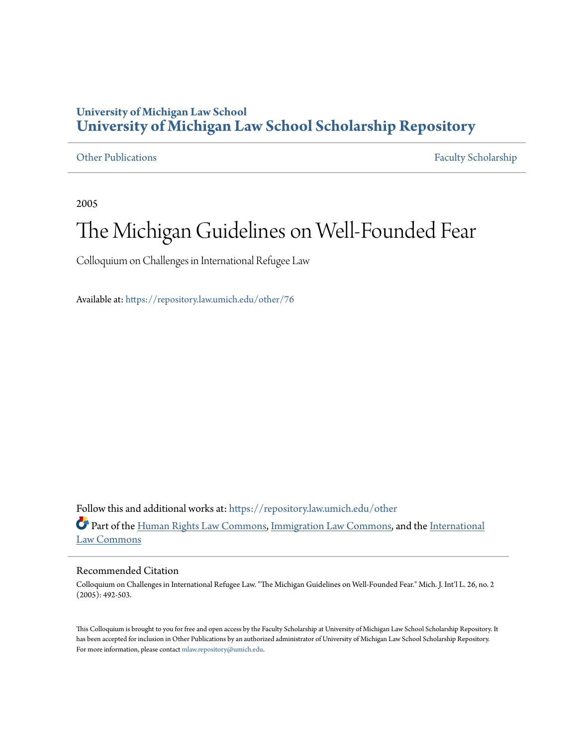# University of Michigan Law School
## University of Michigan Law School Scholarship Repository

Other Publications | Faculty Scholarship

2005

# The Michigan Guidelines on Well-Founded Fear

Colloquium on Challenges in International Refugee Law

Available at: https://repository.law.umich.edu/other/76

Follow this and additional works at: https://repository.law.umich.edu/other

Part of the Human Rights Law Commons, Immigration Law Commons, and the International Law Commons

### Recommended Citation

Colloquium on Challenges in International Refugee Law. "The Michigan Guidelines on Well-Founded Fear." Mich. J. Int'l L. 26, no. 2 (2005): 492-503.

This Colloquium is brought to you for free and open access by the Faculty Scholarship at University of Michigan Law School Scholarship Repository. It has been accepted for inclusion in Other Publications by an authorized administrator of University of Michigan Law School Scholarship Repository. For more information, please contact mlaw.repository@umich.edu.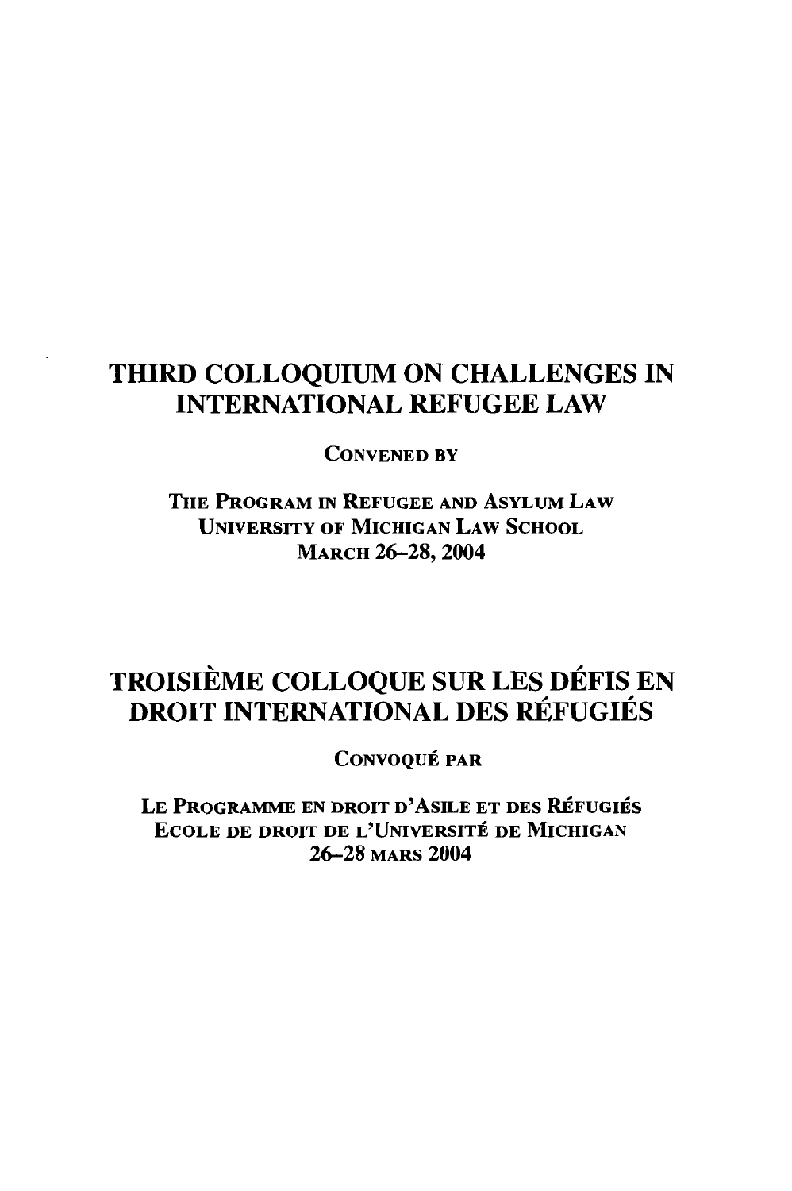# THIRD COLLOQUIUM ON CHALLENGES IN INTERNATIONAL REFUGEE LAW

CONVENED BY

THE PROGRAM IN REFUGEE AND ASYLUM LAW
UNIVERSITY OF MICHIGAN LAW SCHOOL
MARCH 26–28, 2004

# TROISIÈME COLLOQUE SUR LES DÉFIS EN DROIT INTERNATIONAL DES RÉFUGIÉS

CONVOQUÉ PAR

LE PROGRAMME EN DROIT D'ASILE ET DES RÉFUGIÉS
ECOLE DE DROIT DE L'UNIVERSITÉ DE MICHIGAN
26–28 MARS 2004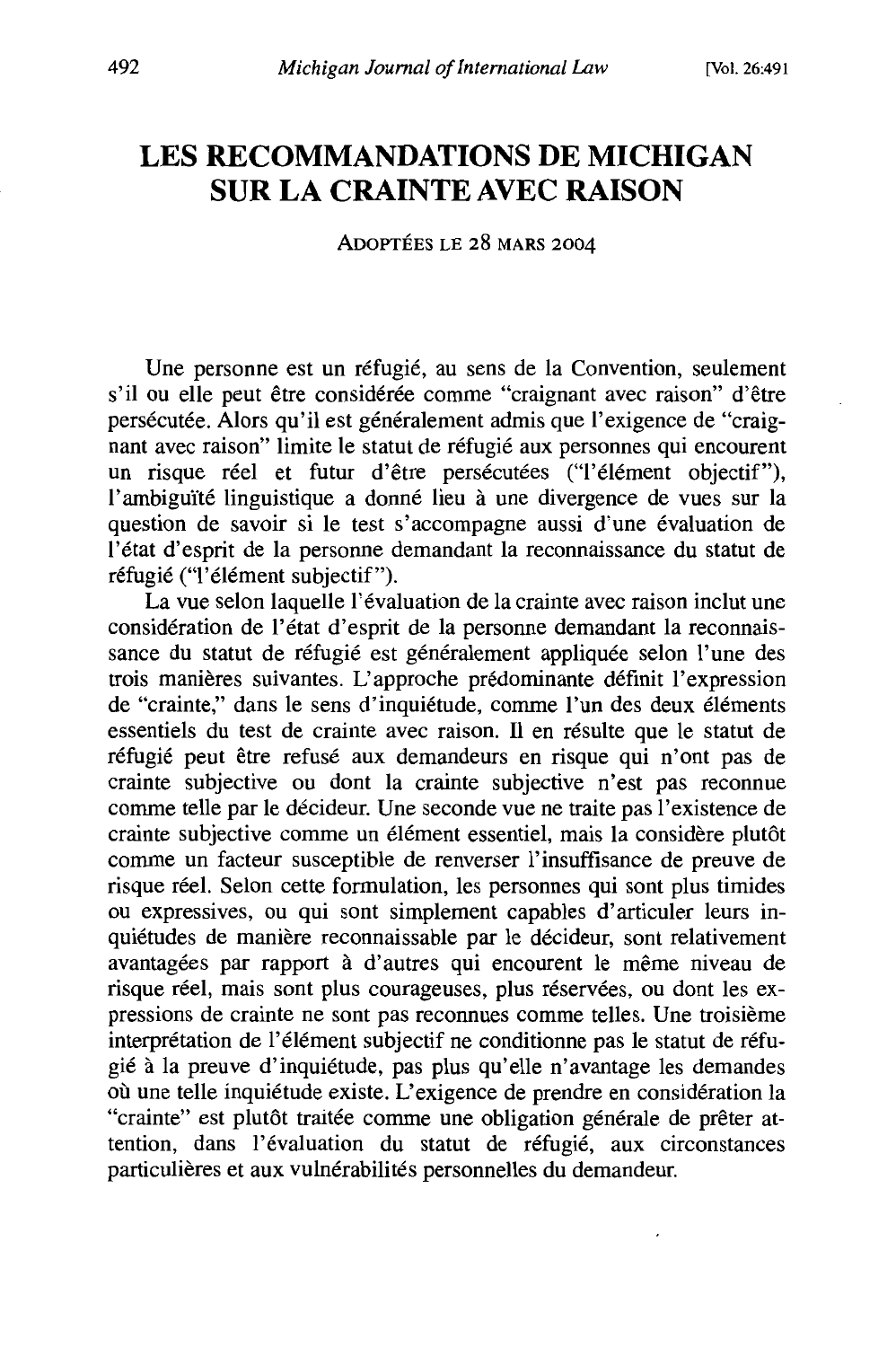# LES RECOMMANDATIONS DE MICHIGAN SUR LA CRAINTE AVEC RAISON

ADOPTÉES LE 28 MARS 2004

Une personne est un réfugié, au sens de la Convention, seulement s'il ou elle peut être considérée comme "craignant avec raison" d'être persécutée. Alors qu'il est généralement admis que l'exigence de "craignant avec raison" limite le statut de réfugié aux personnes qui encourent un risque réel et futur d'être persécutées ("l'élément objectif"), l'ambiguïté linguistique a donné lieu à une divergence de vues sur la question de savoir si le test s'accompagne aussi d'une évaluation de l'état d'esprit de la personne demandant la reconnaissance du statut de réfugié ("l'élément subjectif").

La vue selon laquelle l'évaluation de la crainte avec raison inclut une considération de l'état d'esprit de la personne demandant la reconnaissance du statut de réfugié est généralement appliquée selon l'une des trois manières suivantes. L'approche prédominante définit l'expression de "crainte," dans le sens d'inquiétude, comme l'un des deux éléments essentiels du test de crainte avec raison. Il en résulte que le statut de réfugié peut être refusé aux demandeurs en risque qui n'ont pas de crainte subjective ou dont la crainte subjective n'est pas reconnue comme telle par le décideur. Une seconde vue ne traite pas l'existence de crainte subjective comme un élément essentiel, mais la considère plutôt comme un facteur susceptible de renverser l'insuffisance de preuve de risque réel. Selon cette formulation, les personnes qui sont plus timides ou expressives, ou qui sont simplement capables d'articuler leurs inquiétudes de manière reconnaissable par le décideur, sont relativement avantagées par rapport à d'autres qui encourent le même niveau de risque réel, mais sont plus courageuses, plus réservées, ou dont les expressions de crainte ne sont pas reconnues comme telles. Une troisième interprétation de l'élément subjectif ne conditionne pas le statut de réfugié à la preuve d'inquiétude, pas plus qu'elle n'avantage les demandes où une telle inquiétude existe. L'exigence de prendre en considération la "crainte" est plutôt traitée comme une obligation générale de prêter attention, dans l'évaluation du statut de réfugié, aux circonstances particulières et aux vulnérabilités personnelles du demandeur.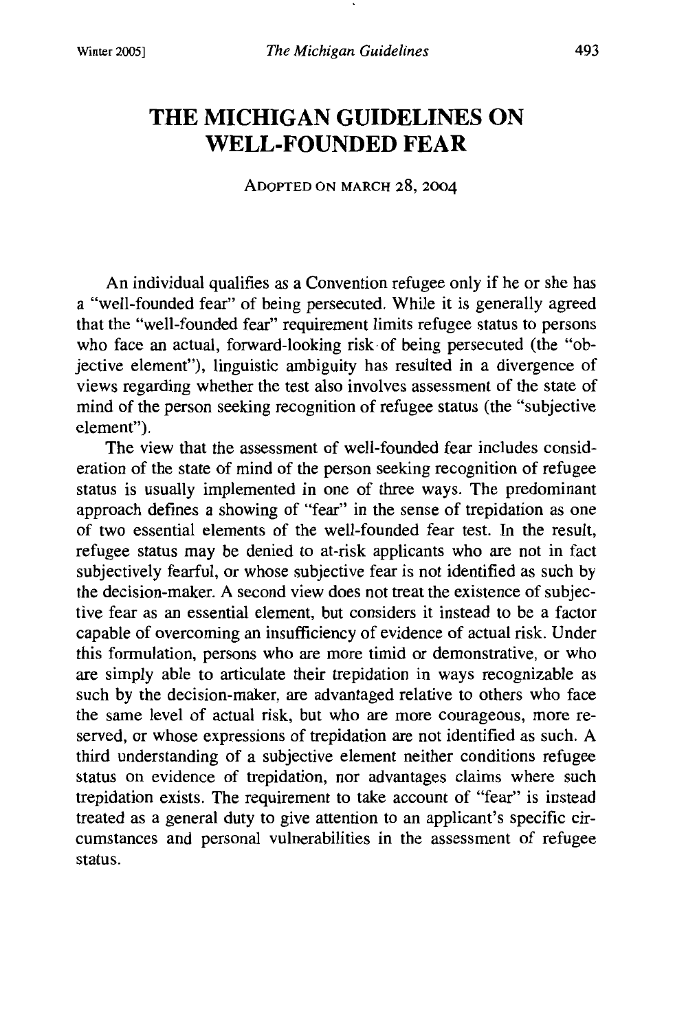# THE MICHIGAN GUIDELINES ON WELL-FOUNDED FEAR

ADOPTED ON MARCH 28, 2004

An individual qualifies as a Convention refugee only if he or she has a "well-founded fear" of being persecuted. While it is generally agreed that the "well-founded fear" requirement limits refugee status to persons who face an actual, forward-looking risk of being persecuted (the "objective element"), linguistic ambiguity has resulted in a divergence of views regarding whether the test also involves assessment of the state of mind of the person seeking recognition of refugee status (the "subjective element").

The view that the assessment of well-founded fear includes consideration of the state of mind of the person seeking recognition of refugee status is usually implemented in one of three ways. The predominant approach defines a showing of "fear" in the sense of trepidation as one of two essential elements of the well-founded fear test. In the result, refugee status may be denied to at-risk applicants who are not in fact subjectively fearful, or whose subjective fear is not identified as such by the decision-maker. A second view does not treat the existence of subjective fear as an essential element, but considers it instead to be a factor capable of overcoming an insufficiency of evidence of actual risk. Under this formulation, persons who are more timid or demonstrative, or who are simply able to articulate their trepidation in ways recognizable as such by the decision-maker, are advantaged relative to others who face the same level of actual risk, but who are more courageous, more reserved, or whose expressions of trepidation are not identified as such. A third understanding of a subjective element neither conditions refugee status on evidence of trepidation, nor advantages claims where such trepidation exists. The requirement to take account of "fear" is instead treated as a general duty to give attention to an applicant's specific circumstances and personal vulnerabilities in the assessment of refugee status.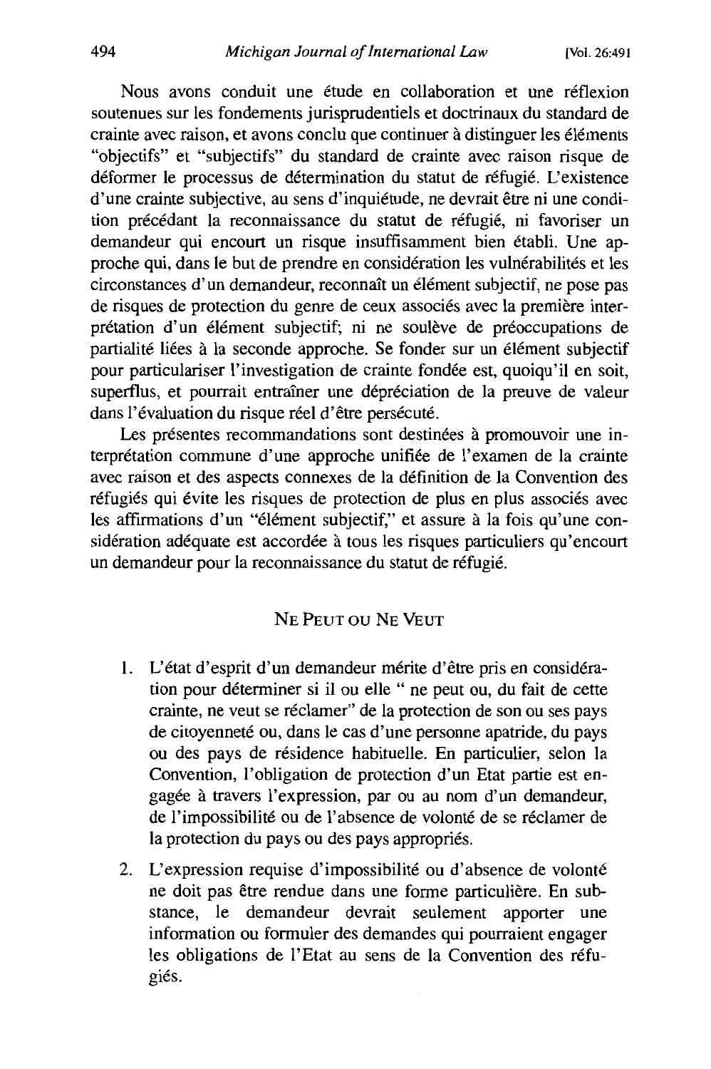Nous avons conduit une étude en collaboration et une réflexion soutenues sur les fondements jurisprudentiels et doctrinaux du standard de crainte avec raison, et avons conclu que continuer à distinguer les éléments "objectifs" et "subjectifs" du standard de crainte avec raison risque de déformer le processus de détermination du statut de réfugié. L'existence d'une crainte subjective, au sens d'inquiétude, ne devrait être ni une condition précédant la reconnaissance du statut de réfugié, ni favoriser un demandeur qui encourt un risque insuffisamment bien établi. Une approche qui, dans le but de prendre en considération les vulnérabilités et les circonstances d'un demandeur, reconnaît un élément subjectif, ne pose pas de risques de protection du genre de ceux associés avec la première interprétation d'un élément subjectif; ni ne soulève de préoccupations de partialité liées à la seconde approche. Se fonder sur un élément subjectif pour particulariser l'investigation de crainte fondée est, quoiqu'il en soit, superflus, et pourrait entraîner une dépréciation de la preuve de valeur dans l'évaluation du risque réel d'être persécuté.

Les présentes recommandations sont destinées à promouvoir une interprétation commune d'une approche unifiée de l'examen de la crainte avec raison et des aspects connexes de la définition de la Convention des réfugiés qui évite les risques de protection de plus en plus associés avec les affirmations d'un "élément subjectif," et assure à la fois qu'une considération adéquate est accordée à tous les risques particuliers qu'encourt un demandeur pour la reconnaissance du statut de réfugié.

## Ne Peut ou Ne Veut

1. L'état d'esprit d'un demandeur mérite d'être pris en considération pour déterminer si il ou elle " ne peut ou, du fait de cette crainte, ne veut se réclamer" de la protection de son ou ses pays de citoyenneté ou, dans le cas d'une personne apatride, du pays ou des pays de résidence habituelle. En particulier, selon la Convention, l'obligation de protection d'un Etat partie est engagée à travers l'expression, par ou au nom d'un demandeur, de l'impossibilité ou de l'absence de volonté de se réclamer de la protection du pays ou des pays appropriés.
2. L'expression requise d'impossibilité ou d'absence de volonté ne doit pas être rendue dans une forme particulière. En substance, le demandeur devrait seulement apporter une information ou formuler des demandes qui pourraient engager les obligations de l'Etat au sens de la Convention des réfugiés.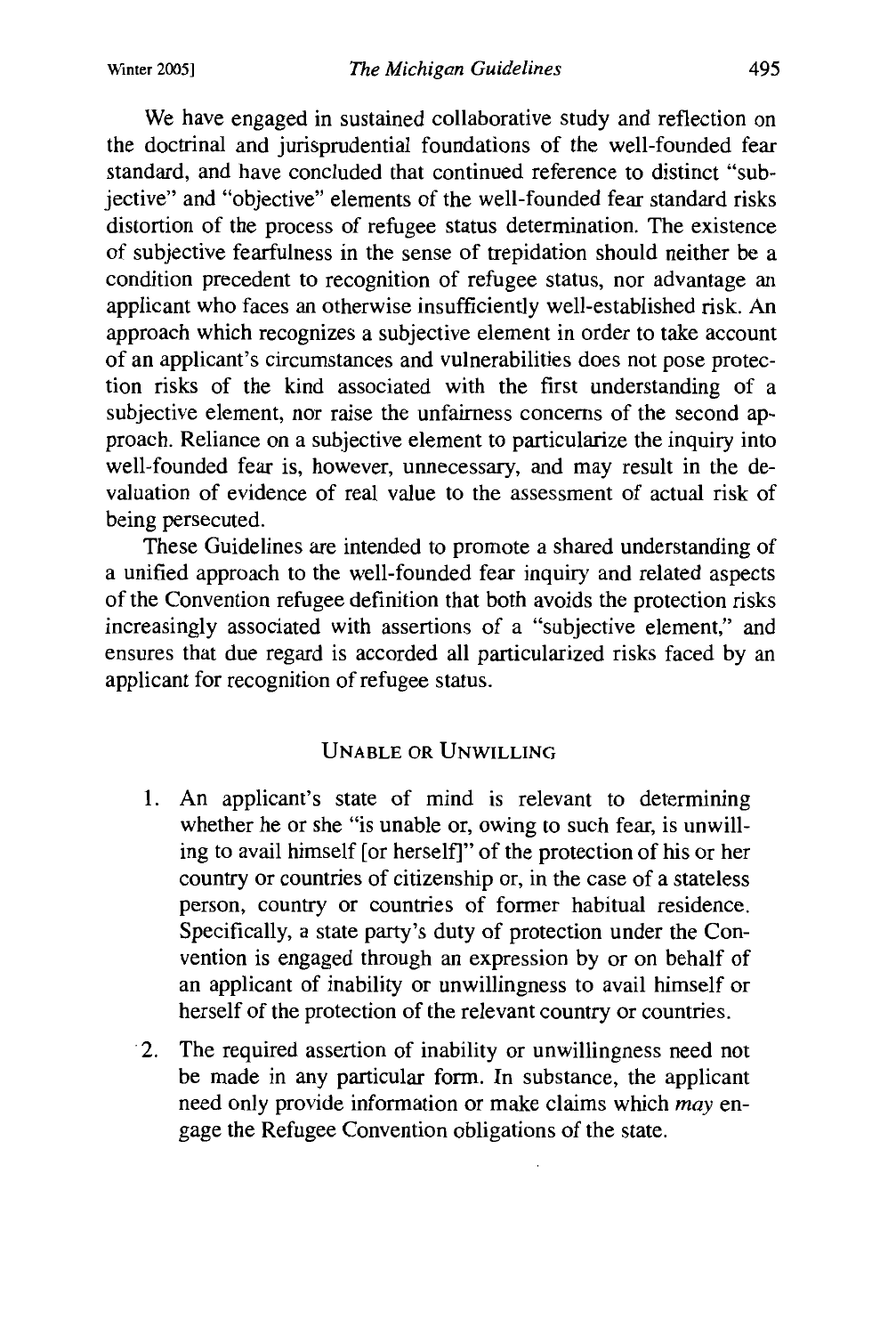We have engaged in sustained collaborative study and reflection on the doctrinal and jurisprudential foundations of the well-founded fear standard, and have concluded that continued reference to distinct "subjective" and "objective" elements of the well-founded fear standard risks distortion of the process of refugee status determination. The existence of subjective fearfulness in the sense of trepidation should neither be a condition precedent to recognition of refugee status, nor advantage an applicant who faces an otherwise insufficiently well-established risk. An approach which recognizes a subjective element in order to take account of an applicant's circumstances and vulnerabilities does not pose protection risks of the kind associated with the first understanding of a subjective element, nor raise the unfairness concerns of the second approach. Reliance on a subjective element to particularize the inquiry into well-founded fear is, however, unnecessary, and may result in the devaluation of evidence of real value to the assessment of actual risk of being persecuted.

These Guidelines are intended to promote a shared understanding of a unified approach to the well-founded fear inquiry and related aspects of the Convention refugee definition that both avoids the protection risks increasingly associated with assertions of a "subjective element," and ensures that due regard is accorded all particularized risks faced by an applicant for recognition of refugee status.

## Unable or Unwilling

1. An applicant's state of mind is relevant to determining whether he or she "is unable or, owing to such fear, is unwilling to avail himself [or herself]" of the protection of his or her country or countries of citizenship or, in the case of a stateless person, country or countries of former habitual residence. Specifically, a state party's duty of protection under the Convention is engaged through an expression by or on behalf of an applicant of inability or unwillingness to avail himself or herself of the protection of the relevant country or countries.
2. The required assertion of inability or unwillingness need not be made in any particular form. In substance, the applicant need only provide information or make claims which *may* engage the Refugee Convention obligations of the state.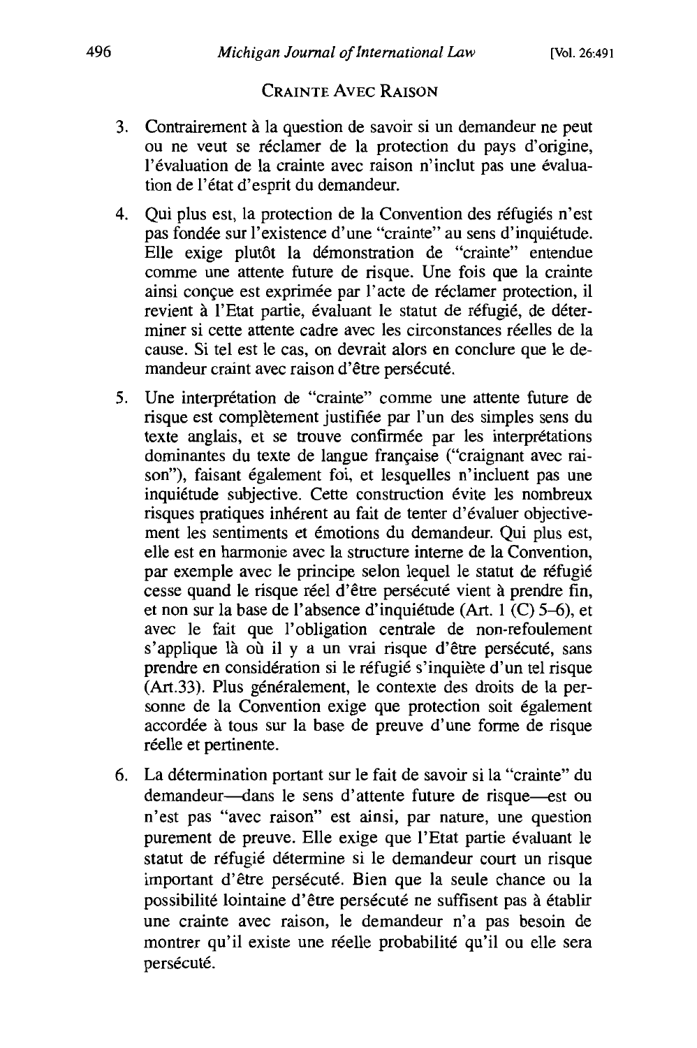## Crainte Avec Raison

3. Contrairement à la question de savoir si un demandeur ne peut ou ne veut se réclamer de la protection du pays d'origine, l'évaluation de la crainte avec raison n'inclut pas une évaluation de l'état d'esprit du demandeur.

4. Qui plus est, la protection de la Convention des réfugiés n'est pas fondée sur l'existence d'une "crainte" au sens d'inquiétude. Elle exige plutôt la démonstration de "crainte" entendue comme une attente future de risque. Une fois que la crainte ainsi conçue est exprimée par l'acte de réclamer protection, il revient à l'Etat partie, évaluant le statut de réfugié, de déterminer si cette attente cadre avec les circonstances réelles de la cause. Si tel est le cas, on devrait alors en conclure que le demandeur craint avec raison d'être persécuté.

5. Une interprétation de "crainte" comme une attente future de risque est complètement justifiée par l'un des simples sens du texte anglais, et se trouve confirmée par les interprétations dominantes du texte de langue française ("craignant avec raison"), faisant également foi, et lesquelles n'incluent pas une inquiétude subjective. Cette construction évite les nombreux risques pratiques inhérent au fait de tenter d'évaluer objectivement les sentiments et émotions du demandeur. Qui plus est, elle est en harmonie avec la structure interne de la Convention, par exemple avec le principe selon lequel le statut de réfugié cesse quand le risque réel d'être persécuté vient à prendre fin, et non sur la base de l'absence d'inquiétude (Art. 1 (C) 5–6), et avec le fait que l'obligation centrale de non-refoulement s'applique là où il y a un vrai risque d'être persécuté, sans prendre en considération si le réfugié s'inquiète d'un tel risque (Art.33). Plus généralement, le contexte des droits de la personne de la Convention exige que protection soit également accordée à tous sur la base de preuve d'une forme de risque réelle et pertinente.

6. La détermination portant sur le fait de savoir si la "crainte" du demandeur—dans le sens d'attente future de risque—est ou n'est pas "avec raison" est ainsi, par nature, une question purement de preuve. Elle exige que l'Etat partie évaluant le statut de réfugié détermine si le demandeur court un risque important d'être persécuté. Bien que la seule chance ou la possibilité lointaine d'être persécuté ne suffisent pas à établir une crainte avec raison, le demandeur n'a pas besoin de montrer qu'il existe une réelle probabilité qu'il ou elle sera persécuté.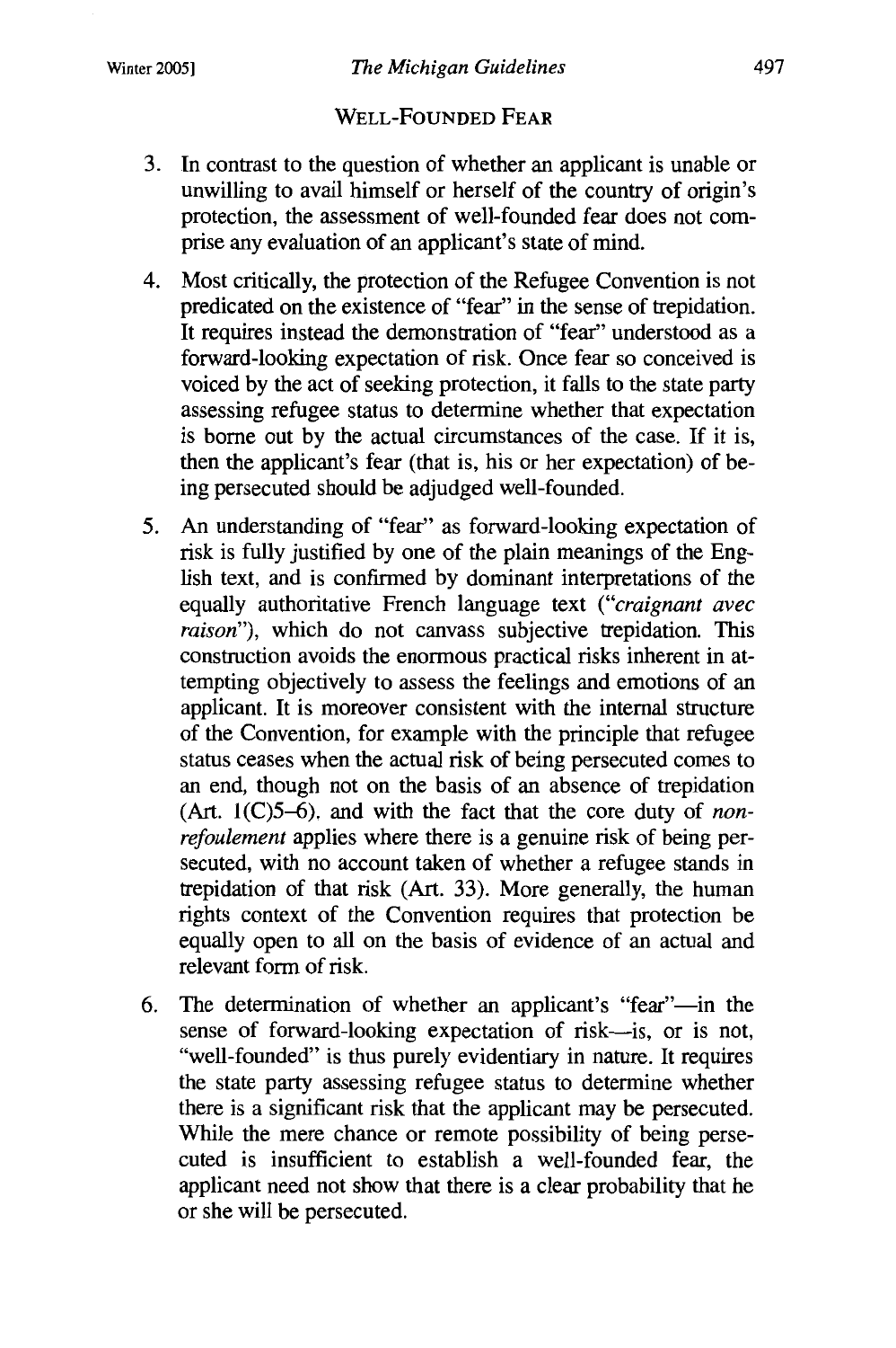## WELL-FOUNDED FEAR

3. In contrast to the question of whether an applicant is unable or unwilling to avail himself or herself of the country of origin's protection, the assessment of well-founded fear does not comprise any evaluation of an applicant's state of mind.

4. Most critically, the protection of the Refugee Convention is not predicated on the existence of "fear" in the sense of trepidation. It requires instead the demonstration of "fear" understood as a forward-looking expectation of risk. Once fear so conceived is voiced by the act of seeking protection, it falls to the state party assessing refugee status to determine whether that expectation is borne out by the actual circumstances of the case. If it is, then the applicant's fear (that is, his or her expectation) of being persecuted should be adjudged well-founded.

5. An understanding of "fear" as forward-looking expectation of risk is fully justified by one of the plain meanings of the English text, and is confirmed by dominant interpretations of the equally authoritative French language text ("*craignant avec raison*"), which do not canvass subjective trepidation. This construction avoids the enormous practical risks inherent in attempting objectively to assess the feelings and emotions of an applicant. It is moreover consistent with the internal structure of the Convention, for example with the principle that refugee status ceases when the actual risk of being persecuted comes to an end, though not on the basis of an absence of trepidation (Art. 1(C)5–6), and with the fact that the core duty of *non-refoulement* applies where there is a genuine risk of being persecuted, with no account taken of whether a refugee stands in trepidation of that risk (Art. 33). More generally, the human rights context of the Convention requires that protection be equally open to all on the basis of evidence of an actual and relevant form of risk.

6. The determination of whether an applicant's "fear"—in the sense of forward-looking expectation of risk—is, or is not, "well-founded" is thus purely evidentiary in nature. It requires the state party assessing refugee status to determine whether there is a significant risk that the applicant may be persecuted. While the mere chance or remote possibility of being persecuted is insufficient to establish a well-founded fear, the applicant need not show that there is a clear probability that he or she will be persecuted.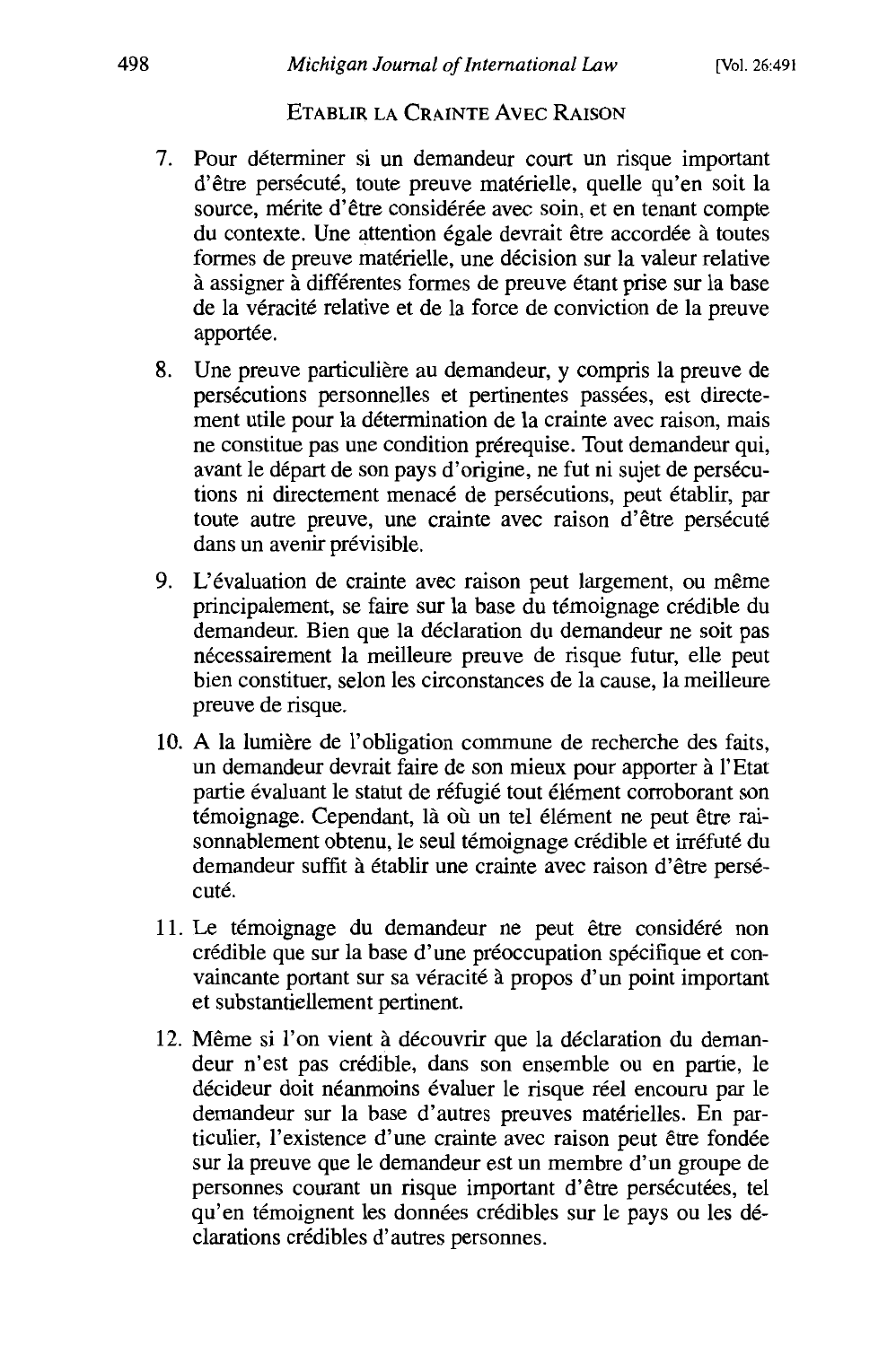## Etablir la Crainte Avec Raison

7. Pour déterminer si un demandeur court un risque important d'être persécuté, toute preuve matérielle, quelle qu'en soit la source, mérite d'être considérée avec soin, et en tenant compte du contexte. Une attention égale devrait être accordée à toutes formes de preuve matérielle, une décision sur la valeur relative à assigner à différentes formes de preuve étant prise sur la base de la véracité relative et de la force de conviction de la preuve apportée.

8. Une preuve particulière au demandeur, y compris la preuve de persécutions personnelles et pertinentes passées, est directement utile pour la détermination de la crainte avec raison, mais ne constitue pas une condition prérequise. Tout demandeur qui, avant le départ de son pays d'origine, ne fut ni sujet de persécutions ni directement menacé de persécutions, peut établir, par toute autre preuve, une crainte avec raison d'être persécuté dans un avenir prévisible.

9. L'évaluation de crainte avec raison peut largement, ou même principalement, se faire sur la base du témoignage crédible du demandeur. Bien que la déclaration du demandeur ne soit pas nécessairement la meilleure preuve de risque futur, elle peut bien constituer, selon les circonstances de la cause, la meilleure preuve de risque.

10. A la lumière de l'obligation commune de recherche des faits, un demandeur devrait faire de son mieux pour apporter à l'Etat partie évaluant le statut de réfugié tout élément corroborant son témoignage. Cependant, là où un tel élément ne peut être raisonnablement obtenu, le seul témoignage crédible et irréfuté du demandeur suffit à établir une crainte avec raison d'être persécuté.

11. Le témoignage du demandeur ne peut être considéré non crédible que sur la base d'une préoccupation spécifique et convaincante portant sur sa véracité à propos d'un point important et substantiellement pertinent.

12. Même si l'on vient à découvrir que la déclaration du demandeur n'est pas crédible, dans son ensemble ou en partie, le décideur doit néanmoins évaluer le risque réel encouru par le demandeur sur la base d'autres preuves matérielles. En particulier, l'existence d'une crainte avec raison peut être fondée sur la preuve que le demandeur est un membre d'un groupe de personnes courant un risque important d'être persécutées, tel qu'en témoignent les données crédibles sur le pays ou les déclarations crédibles d'autres personnes.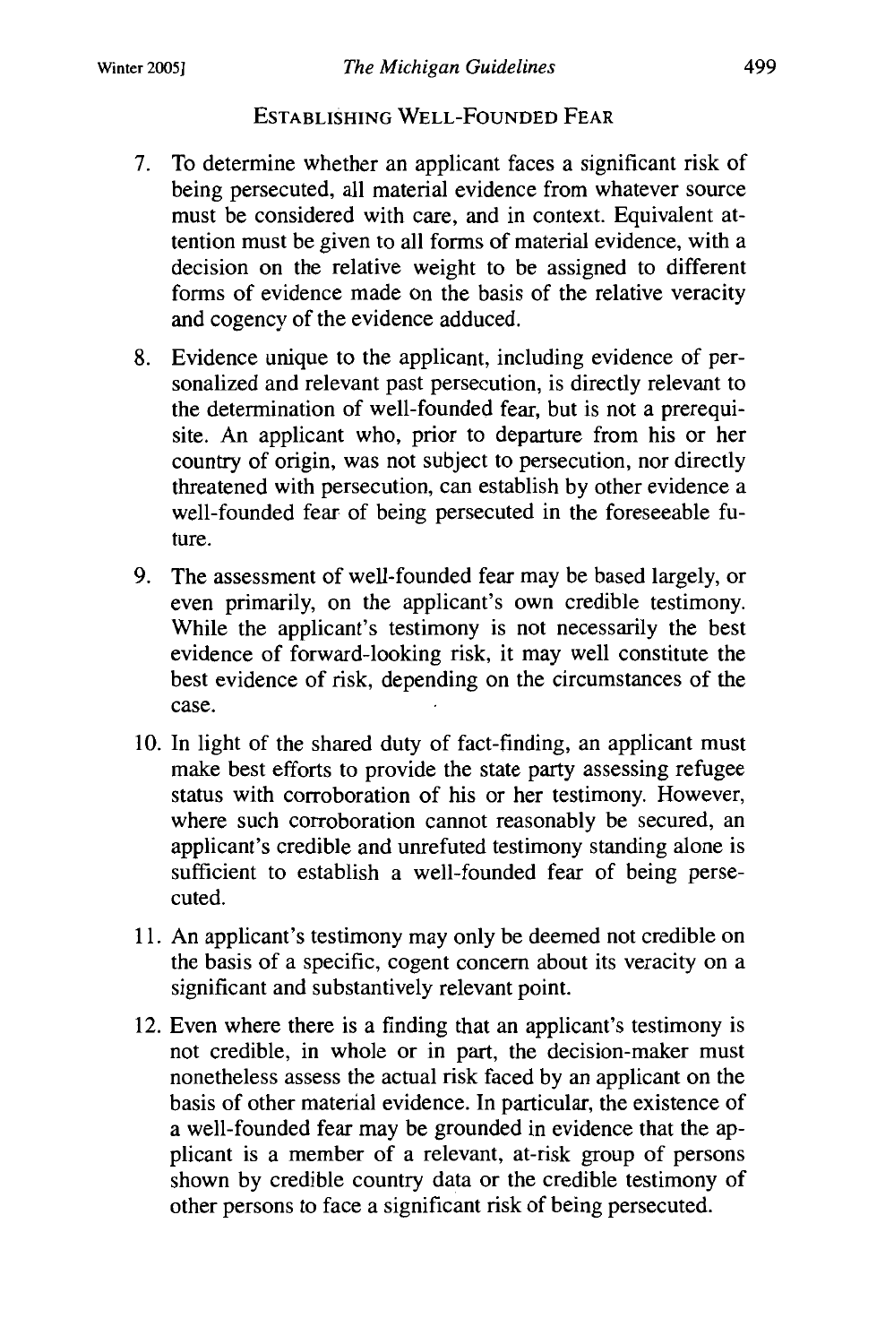## Establishing Well-Founded Fear

7. To determine whether an applicant faces a significant risk of being persecuted, all material evidence from whatever source must be considered with care, and in context. Equivalent attention must be given to all forms of material evidence, with a decision on the relative weight to be assigned to different forms of evidence made on the basis of the relative veracity and cogency of the evidence adduced.

8. Evidence unique to the applicant, including evidence of personalized and relevant past persecution, is directly relevant to the determination of well-founded fear, but is not a prerequisite. An applicant who, prior to departure from his or her country of origin, was not subject to persecution, nor directly threatened with persecution, can establish by other evidence a well-founded fear of being persecuted in the foreseeable future.

9. The assessment of well-founded fear may be based largely, or even primarily, on the applicant's own credible testimony. While the applicant's testimony is not necessarily the best evidence of forward-looking risk, it may well constitute the best evidence of risk, depending on the circumstances of the case.

10. In light of the shared duty of fact-finding, an applicant must make best efforts to provide the state party assessing refugee status with corroboration of his or her testimony. However, where such corroboration cannot reasonably be secured, an applicant's credible and unrefuted testimony standing alone is sufficient to establish a well-founded fear of being persecuted.

11. An applicant's testimony may only be deemed not credible on the basis of a specific, cogent concern about its veracity on a significant and substantively relevant point.

12. Even where there is a finding that an applicant's testimony is not credible, in whole or in part, the decision-maker must nonetheless assess the actual risk faced by an applicant on the basis of other material evidence. In particular, the existence of a well-founded fear may be grounded in evidence that the applicant is a member of a relevant, at-risk group of persons shown by credible country data or the credible testimony of other persons to face a significant risk of being persecuted.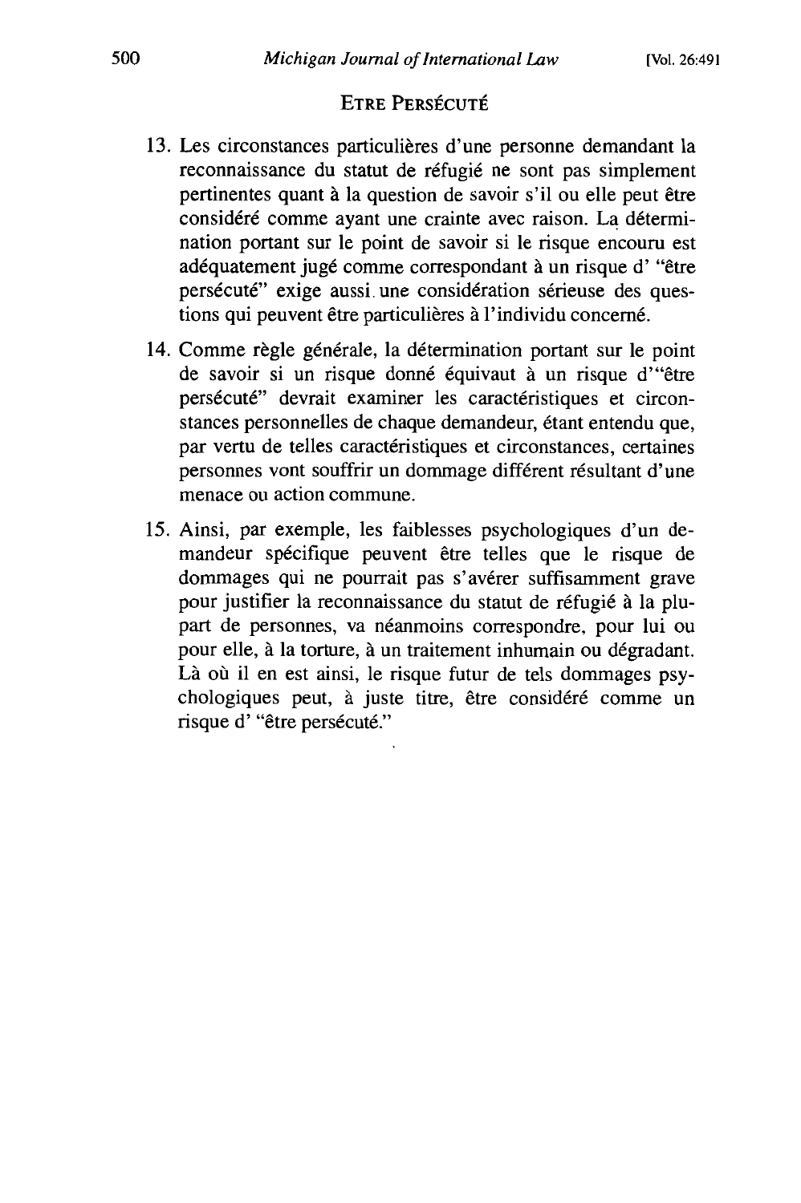## ETRE PERSÉCUTÉ

13. Les circonstances particulières d'une personne demandant la reconnaissance du statut de réfugié ne sont pas simplement pertinentes quant à la question de savoir s'il ou elle peut être considéré comme ayant une crainte avec raison. La détermination portant sur le point de savoir si le risque encouru est adéquatement jugé comme correspondant à un risque d' "être persécuté" exige aussi une considération sérieuse des questions qui peuvent être particulières à l'individu concerné.

14. Comme règle générale, la détermination portant sur le point de savoir si un risque donné équivaut à un risque d'"être persécuté" devrait examiner les caractéristiques et circonstances personnelles de chaque demandeur, étant entendu que, par vertu de telles caractéristiques et circonstances, certaines personnes vont souffrir un dommage différent résultant d'une menace ou action commune.

15. Ainsi, par exemple, les faiblesses psychologiques d'un demandeur spécifique peuvent être telles que le risque de dommages qui ne pourrait pas s'avérer suffisamment grave pour justifier la reconnaissance du statut de réfugié à la plupart de personnes, va néanmoins correspondre, pour lui ou pour elle, à la torture, à un traitement inhumain ou dégradant. Là où il en est ainsi, le risque futur de tels dommages psychologiques peut, à juste titre, être considéré comme un risque d' "être persécuté."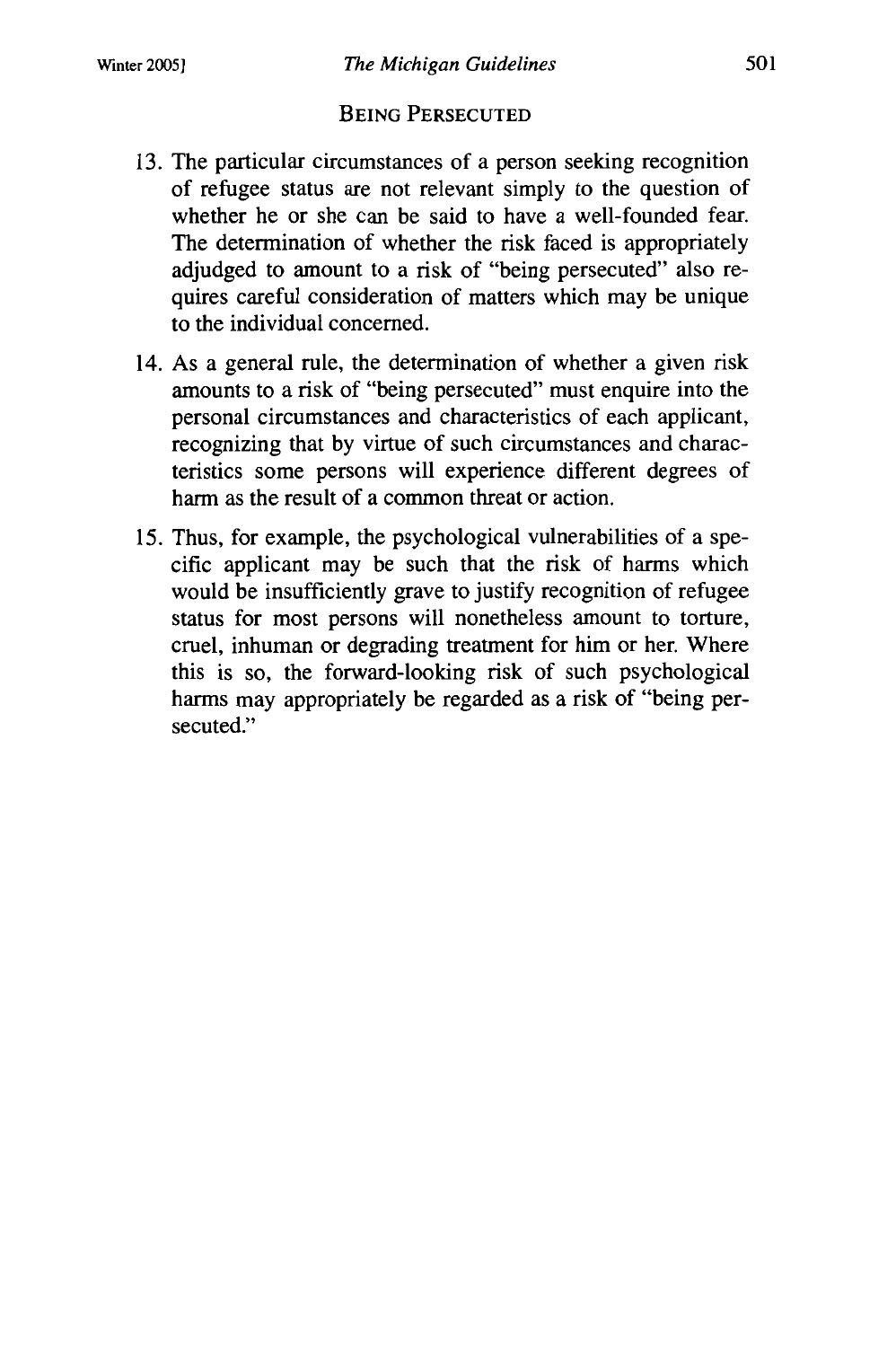## Being Persecuted

13. The particular circumstances of a person seeking recognition of refugee status are not relevant simply to the question of whether he or she can be said to have a well-founded fear. The determination of whether the risk faced is appropriately adjudged to amount to a risk of "being persecuted" also requires careful consideration of matters which may be unique to the individual concerned.

14. As a general rule, the determination of whether a given risk amounts to a risk of "being persecuted" must enquire into the personal circumstances and characteristics of each applicant, recognizing that by virtue of such circumstances and characteristics some persons will experience different degrees of harm as the result of a common threat or action.

15. Thus, for example, the psychological vulnerabilities of a specific applicant may be such that the risk of harms which would be insufficiently grave to justify recognition of refugee status for most persons will nonetheless amount to torture, cruel, inhuman or degrading treatment for him or her. Where this is so, the forward-looking risk of such psychological harms may appropriately be regarded as a risk of "being persecuted."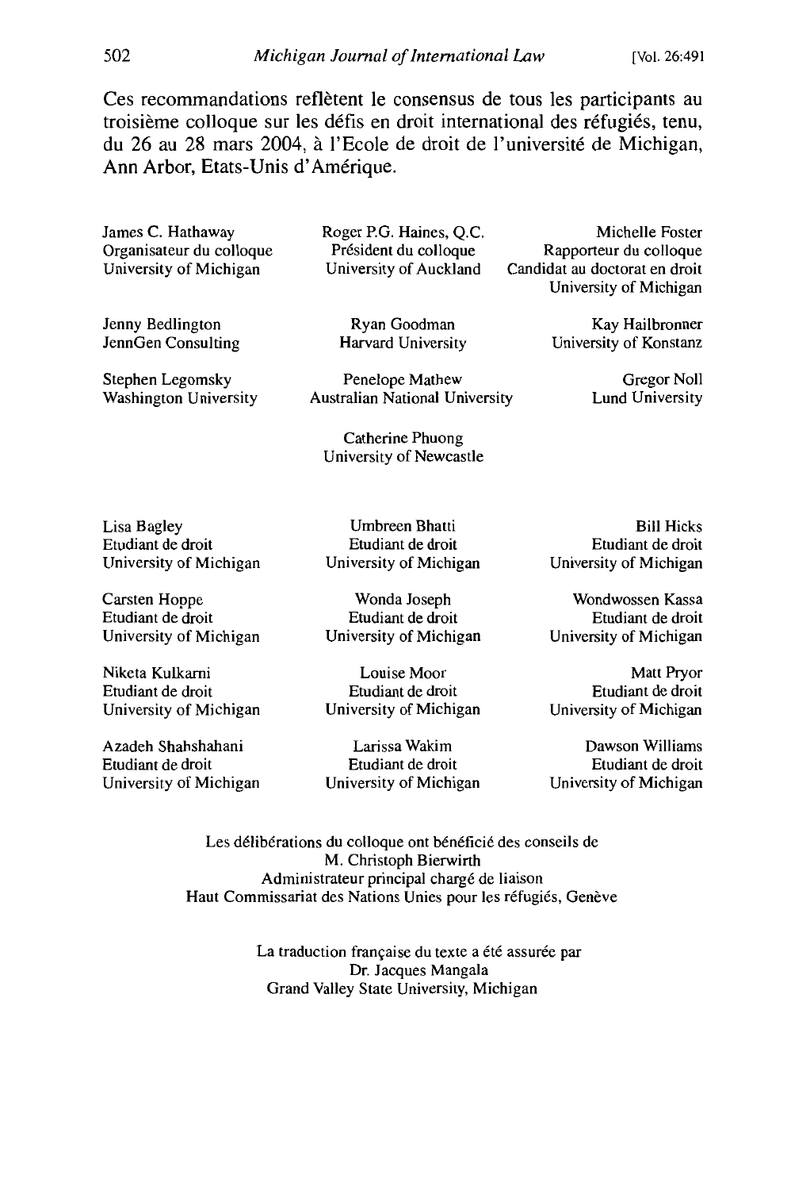Ces recommandations reflètent le consensus de tous les participants au troisième colloque sur les défis en droit international des réfugiés, tenu, du 26 au 28 mars 2004, à l'Ecole de droit de l'université de Michigan, Ann Arbor, Etats-Unis d'Amérique.

James C. Hathaway
Organisateur du colloque
University of Michigan

Roger P.G. Haines, Q.C.
Président du colloque
University of Auckland

Michelle Foster
Rapporteur du colloque
Candidat au doctorat en droit
University of Michigan

Jenny Bedlington
JennGen Consulting

Ryan Goodman
Harvard University

Kay Hailbronner
University of Konstanz

Stephen Legomsky
Washington University

Penelope Mathew
Australian National University

Gregor Noll
Lund University

Catherine Phuong
University of Newcastle

Lisa Bagley
Etudiant de droit
University of Michigan

Umbreen Bhatti
Etudiant de droit
University of Michigan

Bill Hicks
Etudiant de droit
University of Michigan

Carsten Hoppe
Etudiant de droit
University of Michigan

Wonda Joseph
Etudiant de droit
University of Michigan

Wondwossen Kassa
Etudiant de droit
University of Michigan

Niketa Kulkarni
Etudiant de droit
University of Michigan

Louise Moor
Etudiant de droit
University of Michigan

Matt Pryor
Etudiant de droit
University of Michigan

Azadeh Shahshahani
Etudiant de droit
University of Michigan

Larissa Wakim
Etudiant de droit
University of Michigan

Dawson Williams
Etudiant de droit
University of Michigan

Les délibérations du colloque ont bénéficié des conseils de
M. Christoph Bierwirth
Administrateur principal chargé de liaison
Haut Commissariat des Nations Unies pour les réfugiés, Genève

La traduction française du texte a été assurée par
Dr. Jacques Mangala
Grand Valley State University, Michigan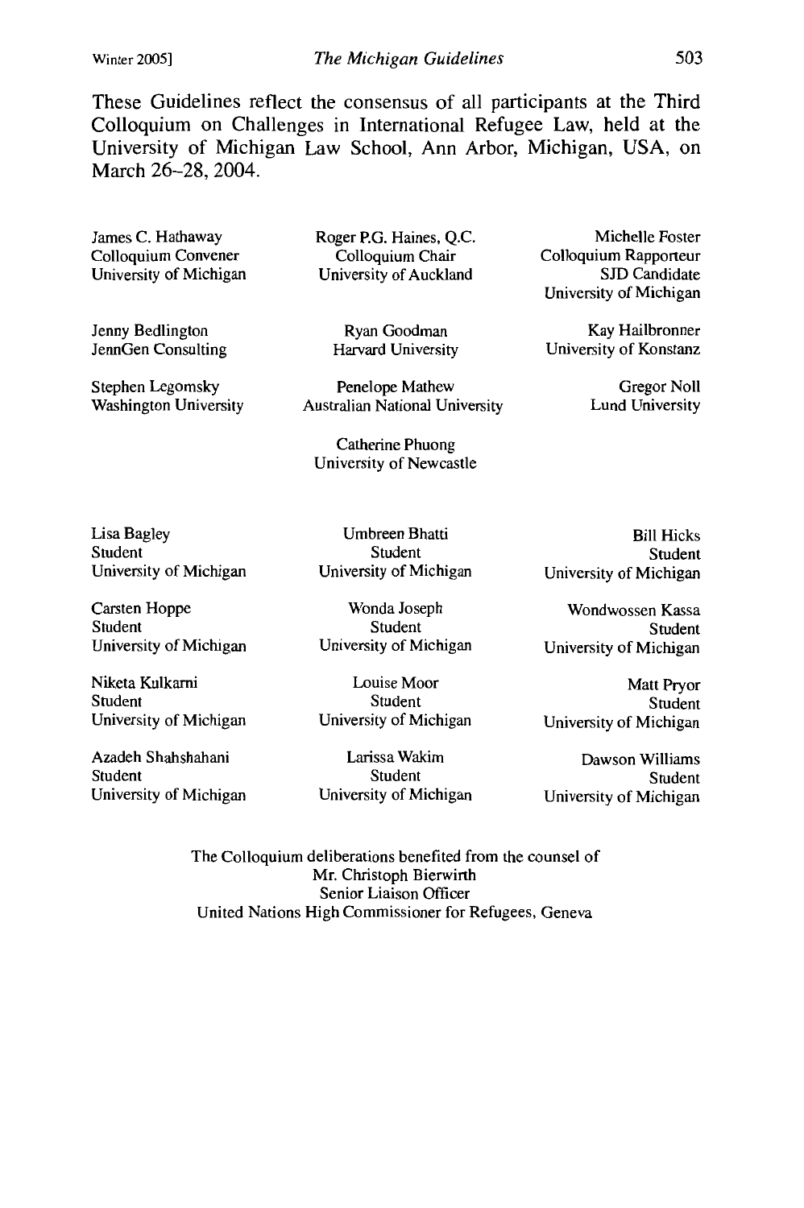These Guidelines reflect the consensus of all participants at the Third Colloquium on Challenges in International Refugee Law, held at the University of Michigan Law School, Ann Arbor, Michigan, USA, on March 26–28, 2004.

James C. Hathaway
Colloquium Convener
University of Michigan

Roger P.G. Haines, Q.C.
Colloquium Chair
University of Auckland

Michelle Foster
Colloquium Rapporteur
SJD Candidate
University of Michigan

Jenny Bedlington
JennGen Consulting

Ryan Goodman
Harvard University

Kay Hailbronner
University of Konstanz

Stephen Legomsky
Washington University

Penelope Mathew
Australian National University

Gregor Noll
Lund University

Catherine Phuong
University of Newcastle

Lisa Bagley
Student
University of Michigan

Umbreen Bhatti
Student
University of Michigan

Bill Hicks
Student
University of Michigan

Carsten Hoppe
Student
University of Michigan

Wonda Joseph
Student
University of Michigan

Wondwossen Kassa
Student
University of Michigan

Niketa Kulkarni
Student
University of Michigan

Louise Moor
Student
University of Michigan

Matt Pryor
Student
University of Michigan

Azadeh Shahshahani
Student
University of Michigan

Larissa Wakim
Student
University of Michigan

Dawson Williams
Student
University of Michigan

The Colloquium deliberations benefited from the counsel of
Mr. Christoph Bierwirth
Senior Liaison Officer
United Nations High Commissioner for Refugees, Geneva